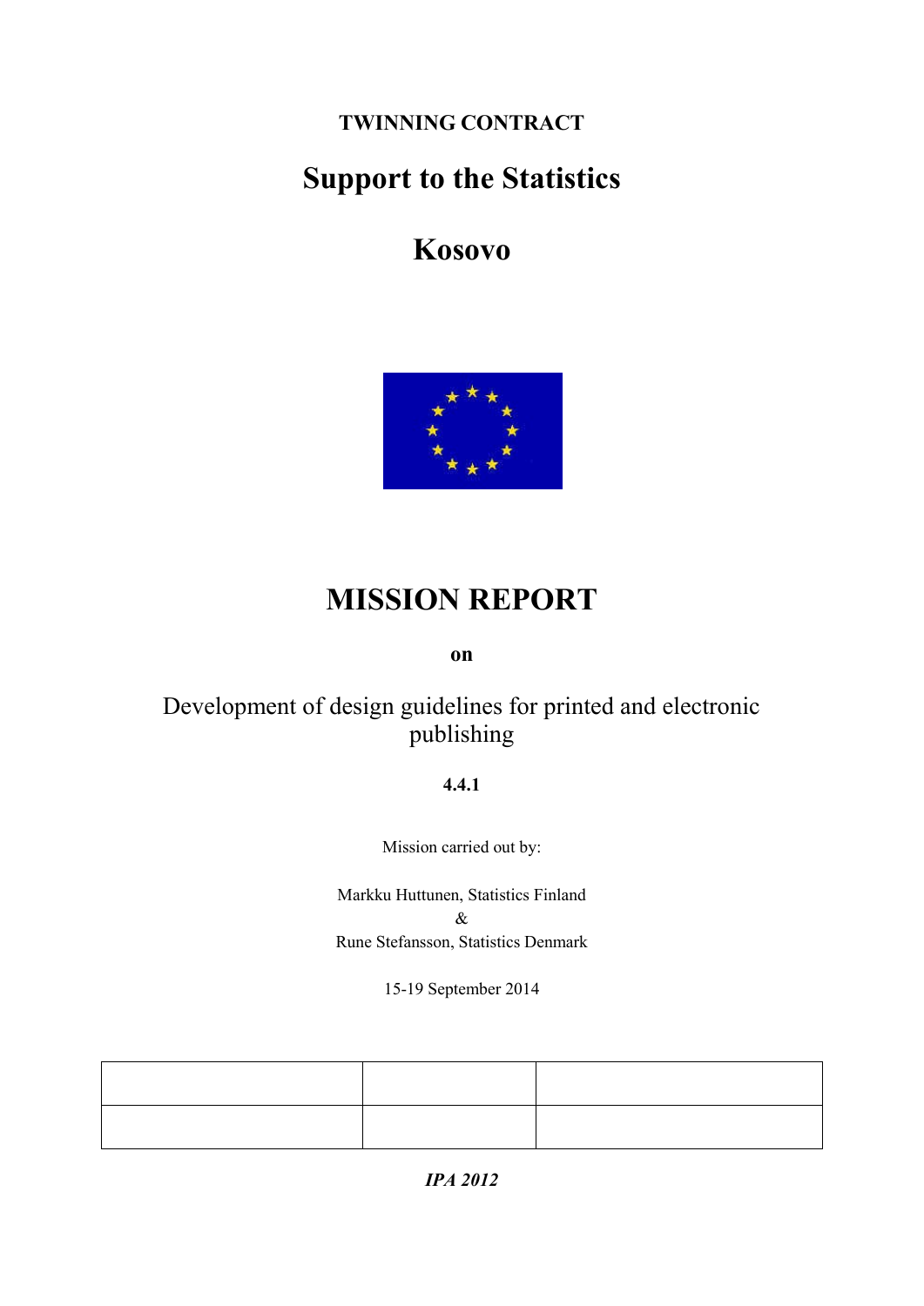**TWINNING CONTRACT**

# Support to the Statistics

# Kosovo

# MISSION REPORT

**on**

Development of design guidelines for printed and electronic publishing

**4.4.1**

Mission carried out by:

Markku Huttunen, Statistics Finland
&
Rune Stefansson, Statistics Denmark

15-19 September 2014

| | | |
|---|---|---|
| | | |

***IPA 2012***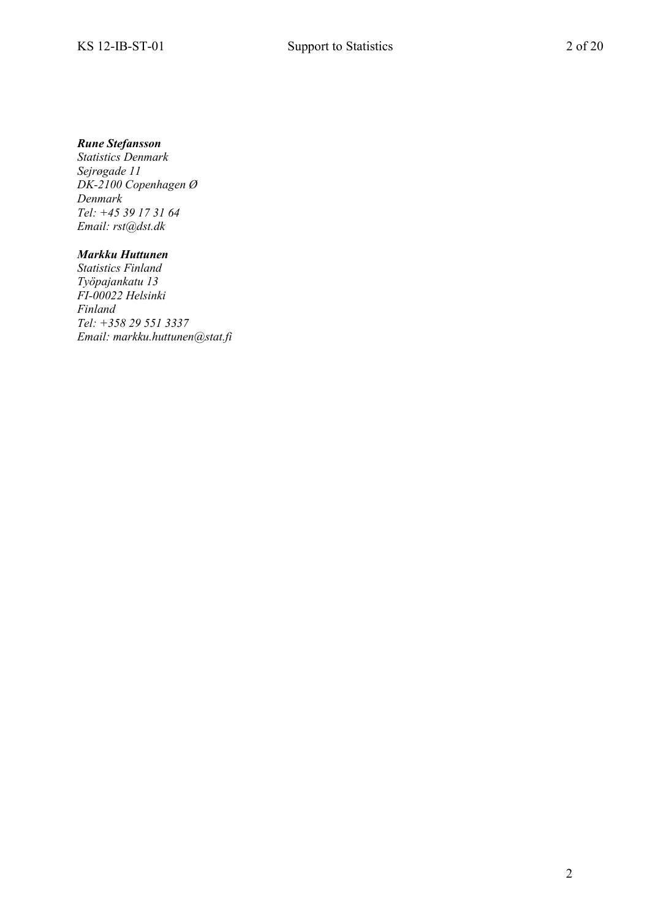***Rune Stefansson***
*Statistics Denmark*
*Sejrøgade 11*
*DK-2100 Copenhagen Ø*
*Denmark*
*Tel: +45 39 17 31 64*
*Email: rst@dst.dk*

***Markku Huttunen***
*Statistics Finland*
*Työpajankatu 13*
*FI-00022 Helsinki*
*Finland*
*Tel: +358 29 551 3337*
*Email: markku.huttunen@stat.fi*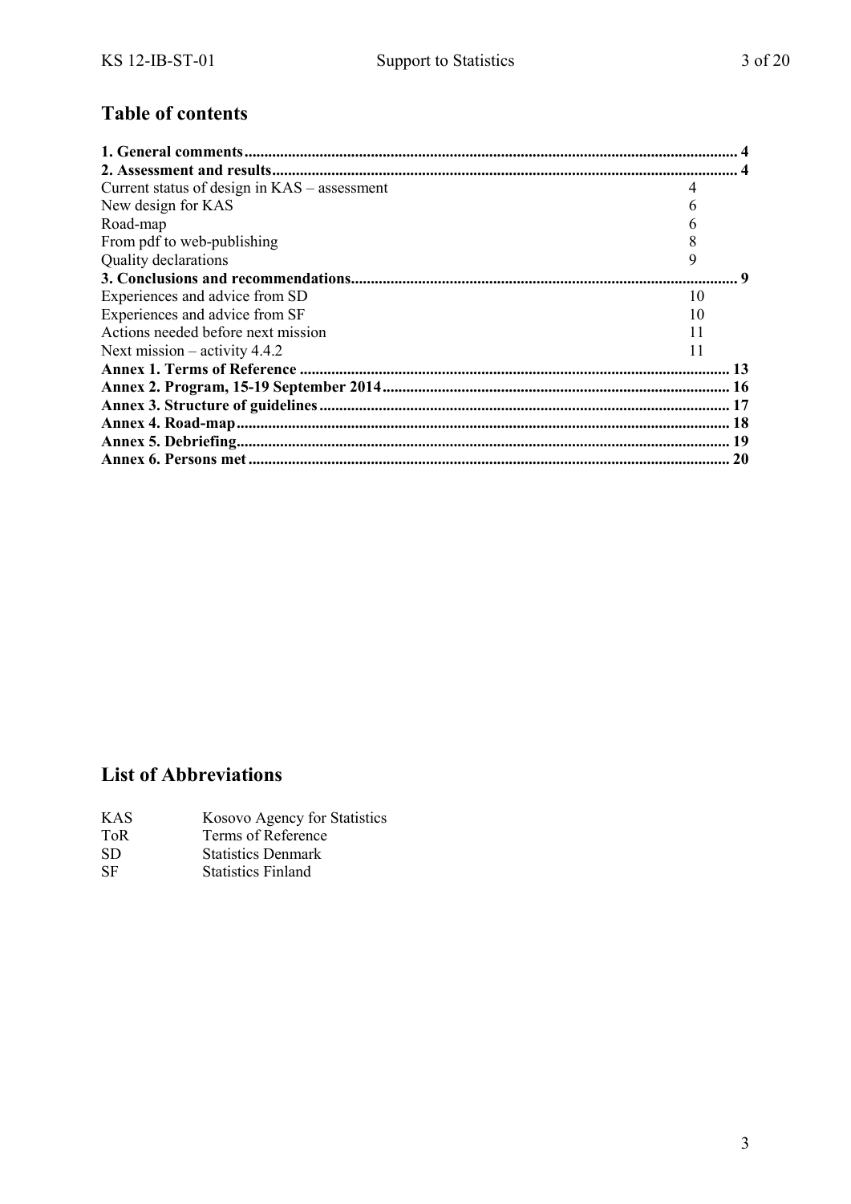## Table of contents

**1. General comments** .......... **4**
**2. Assessment and results** .......... **4**
Current status of design in KAS – assessment 4
New design for KAS 6
Road-map 6
From pdf to web-publishing 8
Quality declarations 9
**3. Conclusions and recommendations** .......... **9**
Experiences and advice from SD 10
Experiences and advice from SF 10
Actions needed before next mission 11
Next mission – activity 4.4.2 11
**Annex 1. Terms of Reference** .......... **13**
**Annex 2. Program, 15-19 September 2014** .......... **16**
**Annex 3. Structure of guidelines** .......... **17**
**Annex 4. Road-map** .......... **18**
**Annex 5. Debriefing** .......... **19**
**Annex 6. Persons met** .......... **20**

## List of Abbreviations

| | |
|---|---|
| KAS | Kosovo Agency for Statistics |
| ToR | Terms of Reference |
| SD | Statistics Denmark |
| SF | Statistics Finland |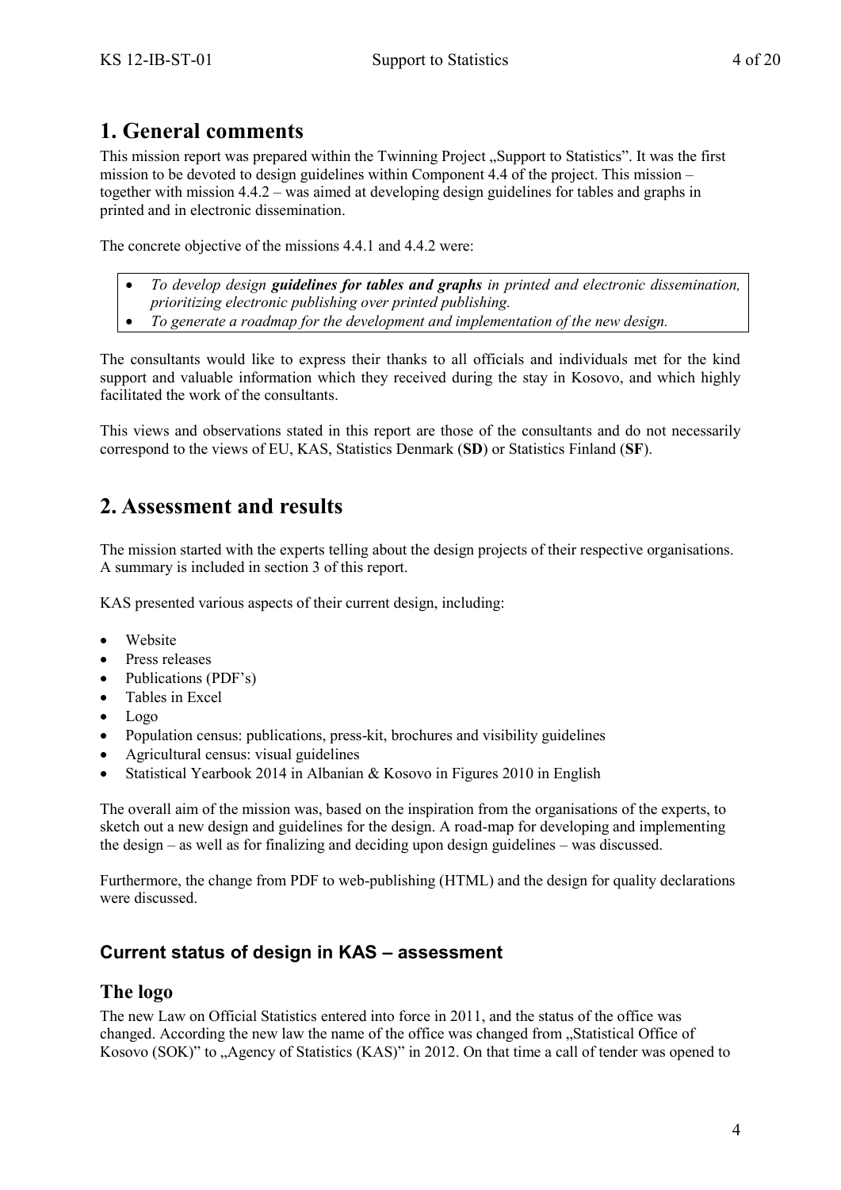# 1. General comments

This mission report was prepared within the Twinning Project „Support to Statistics". It was the first mission to be devoted to design guidelines within Component 4.4 of the project. This mission – together with mission 4.4.2 – was aimed at developing design guidelines for tables and graphs in printed and in electronic dissemination.

The concrete objective of the missions 4.4.1 and 4.4.2 were:

- *To develop design **guidelines for tables and graphs** in printed and electronic dissemination, prioritizing electronic publishing over printed publishing.*
- *To generate a roadmap for the development and implementation of the new design.*

The consultants would like to express their thanks to all officials and individuals met for the kind support and valuable information which they received during the stay in Kosovo, and which highly facilitated the work of the consultants.

This views and observations stated in this report are those of the consultants and do not necessarily correspond to the views of EU, KAS, Statistics Denmark (**SD**) or Statistics Finland (**SF**).

# 2. Assessment and results

The mission started with the experts telling about the design projects of their respective organisations. A summary is included in section 3 of this report.

KAS presented various aspects of their current design, including:

- Website
- Press releases
- Publications (PDF's)
- Tables in Excel
- Logo
- Population census: publications, press-kit, brochures and visibility guidelines
- Agricultural census: visual guidelines
- Statistical Yearbook 2014 in Albanian & Kosovo in Figures 2010 in English

The overall aim of the mission was, based on the inspiration from the organisations of the experts, to sketch out a new design and guidelines for the design. A road-map for developing and implementing the design – as well as for finalizing and deciding upon design guidelines – was discussed.

Furthermore, the change from PDF to web-publishing (HTML) and the design for quality declarations were discussed.

### Current status of design in KAS – assessment

## The logo

The new Law on Official Statistics entered into force in 2011, and the status of the office was changed. According the new law the name of the office was changed from „Statistical Office of Kosovo (SOK)" to „Agency of Statistics (KAS)" in 2012. On that time a call of tender was opened to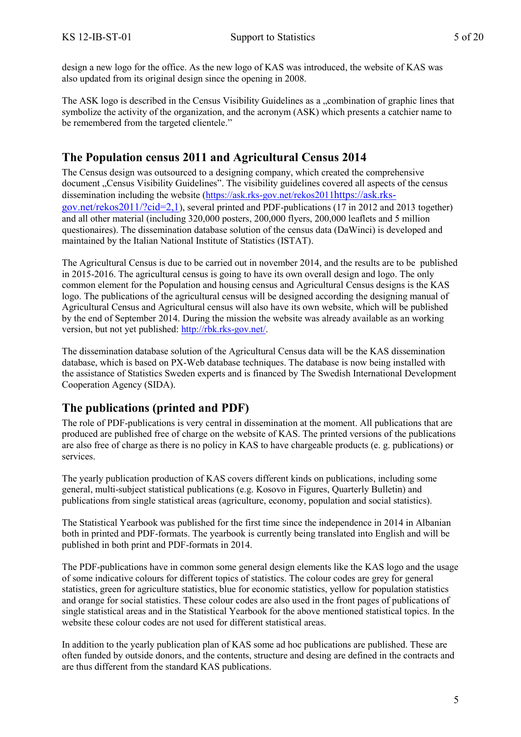design a new logo for the office. As the new logo of KAS was introduced, the website of KAS was also updated from its original design since the opening in 2008.

The ASK logo is described in the Census Visibility Guidelines as a „combination of graphic lines that symbolize the activity of the organization, and the acronym (ASK) which presents a catchier name to be remembered from the targeted clientele."

## The Population census 2011 and Agricultural Census 2014

The Census design was outsourced to a designing company, which created the comprehensive document „Census Visibility Guidelines". The visibility guidelines covered all aspects of the census dissemination including the website (https://ask.rks-gov.net/rekos2011https://ask.rks-gov.net/rekos2011/?cid=2,1), several printed and PDF-publications (17 in 2012 and 2013 together) and all other material (including 320,000 posters, 200,000 flyers, 200,000 leaflets and 5 million questionaires). The dissemination database solution of the census data (DaWinci) is developed and maintained by the Italian National Institute of Statistics (ISTAT).

The Agricultural Census is due to be carried out in november 2014, and the results are to be published in 2015-2016. The agricultural census is going to have its own overall design and logo. The only common element for the Population and housing census and Agricultural Census designs is the KAS logo. The publications of the agricultural census will be designed according the designing manual of Agricultural Census and Agricultural census will also have its own website, which will be published by the end of September 2014. During the mission the website was already available as an working version, but not yet published: http://rbk.rks-gov.net/.

The dissemination database solution of the Agricultural Census data will be the KAS dissemination database, which is based on PX-Web database techniques. The database is now being installed with the assistance of Statistics Sweden experts and is financed by The Swedish International Development Cooperation Agency (SIDA).

## The publications (printed and PDF)

The role of PDF-publications is very central in dissemination at the moment. All publications that are produced are published free of charge on the website of KAS. The printed versions of the publications are also free of charge as there is no policy in KAS to have chargeable products (e. g. publications) or services.

The yearly publication production of KAS covers different kinds on publications, including some general, multi-subject statistical publications (e.g. Kosovo in Figures, Quarterly Bulletin) and publications from single statistical areas (agriculture, economy, population and social statistics).

The Statistical Yearbook was published for the first time since the independence in 2014 in Albanian both in printed and PDF-formats. The yearbook is currently being translated into English and will be published in both print and PDF-formats in 2014.

The PDF-publications have in common some general design elements like the KAS logo and the usage of some indicative colours for different topics of statistics. The colour codes are grey for general statistics, green for agriculture statistics, blue for economic statistics, yellow for population statistics and orange for social statistics. These colour codes are also used in the front pages of publications of single statistical areas and in the Statistical Yearbook for the above mentioned statistical topics. In the website these colour codes are not used for different statistical areas.

In addition to the yearly publication plan of KAS some ad hoc publications are published. These are often funded by outside donors, and the contents, structure and desing are defined in the contracts and are thus different from the standard KAS publications.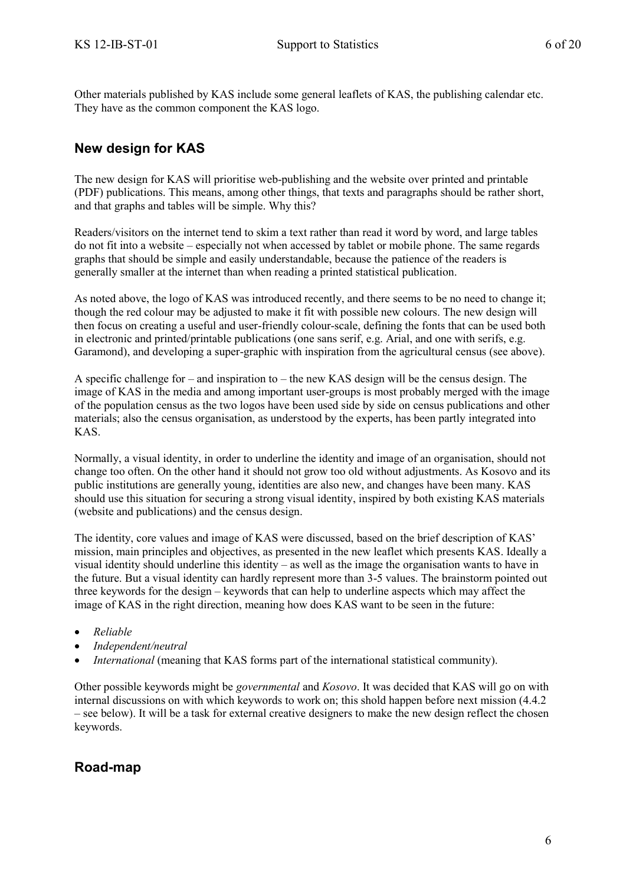Other materials published by KAS include some general leaflets of KAS, the publishing calendar etc. They have as the common component the KAS logo.

## New design for KAS

The new design for KAS will prioritise web-publishing and the website over printed and printable (PDF) publications. This means, among other things, that texts and paragraphs should be rather short, and that graphs and tables will be simple. Why this?

Readers/visitors on the internet tend to skim a text rather than read it word by word, and large tables do not fit into a website – especially not when accessed by tablet or mobile phone. The same regards graphs that should be simple and easily understandable, because the patience of the readers is generally smaller at the internet than when reading a printed statistical publication.

As noted above, the logo of KAS was introduced recently, and there seems to be no need to change it; though the red colour may be adjusted to make it fit with possible new colours. The new design will then focus on creating a useful and user-friendly colour-scale, defining the fonts that can be used both in electronic and printed/printable publications (one sans serif, e.g. Arial, and one with serifs, e.g. Garamond), and developing a super-graphic with inspiration from the agricultural census (see above).

A specific challenge for – and inspiration to – the new KAS design will be the census design. The image of KAS in the media and among important user-groups is most probably merged with the image of the population census as the two logos have been used side by side on census publications and other materials; also the census organisation, as understood by the experts, has been partly integrated into KAS.

Normally, a visual identity, in order to underline the identity and image of an organisation, should not change too often. On the other hand it should not grow too old without adjustments. As Kosovo and its public institutions are generally young, identities are also new, and changes have been many. KAS should use this situation for securing a strong visual identity, inspired by both existing KAS materials (website and publications) and the census design.

The identity, core values and image of KAS were discussed, based on the brief description of KAS' mission, main principles and objectives, as presented in the new leaflet which presents KAS. Ideally a visual identity should underline this identity – as well as the image the organisation wants to have in the future. But a visual identity can hardly represent more than 3-5 values. The brainstorm pointed out three keywords for the design – keywords that can help to underline aspects which may affect the image of KAS in the right direction, meaning how does KAS want to be seen in the future:

- *Reliable*
- *Independent/neutral*
- *International* (meaning that KAS forms part of the international statistical community).

Other possible keywords might be *governmental* and *Kosovo*. It was decided that KAS will go on with internal discussions on with which keywords to work on; this shold happen before next mission (4.4.2 – see below). It will be a task for external creative designers to make the new design reflect the chosen keywords.

## Road-map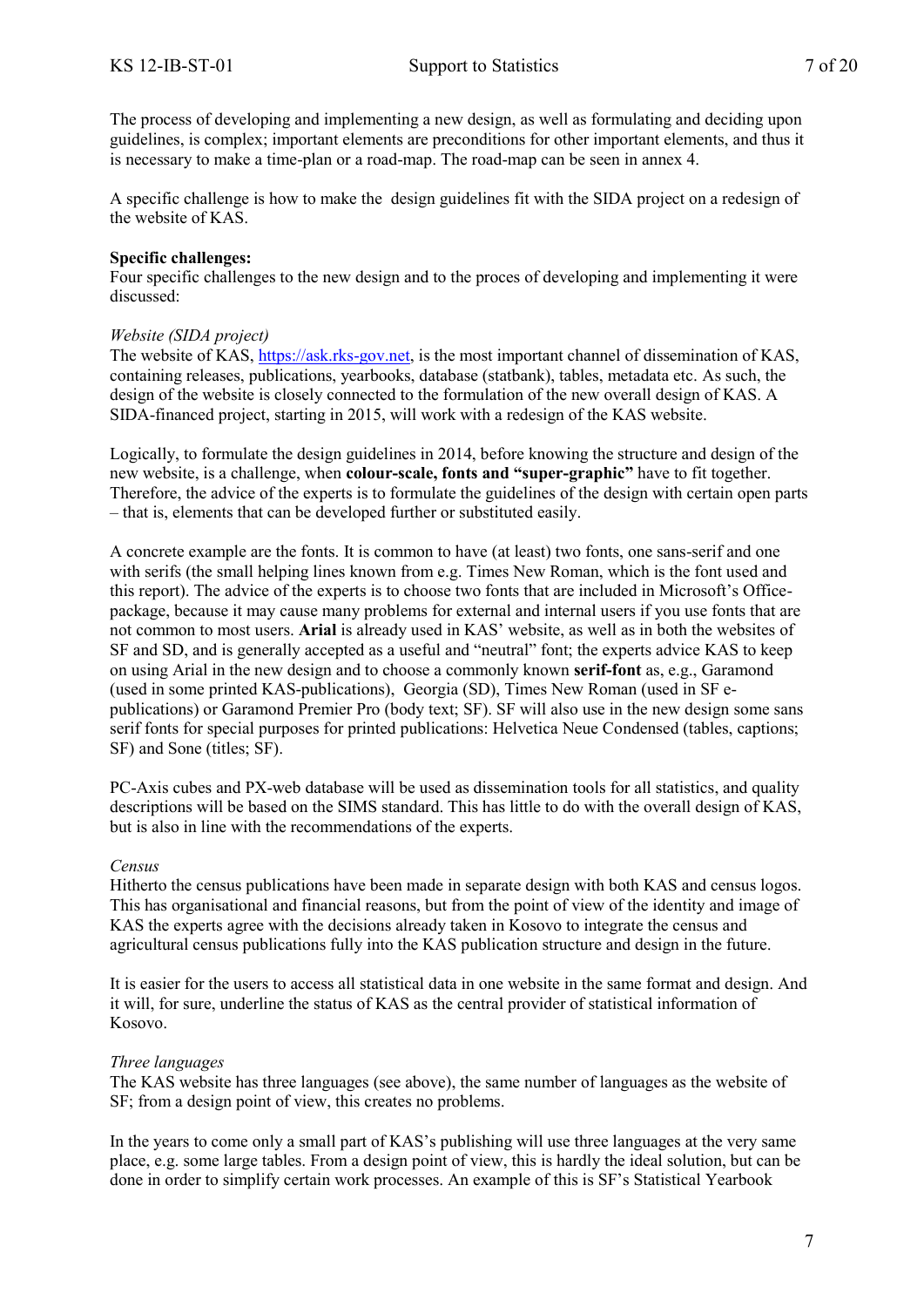The process of developing and implementing a new design, as well as formulating and deciding upon guidelines, is complex; important elements are preconditions for other important elements, and thus it is necessary to make a time-plan or a road-map. The road-map can be seen in annex 4.

A specific challenge is how to make the  design guidelines fit with the SIDA project on a redesign of the website of KAS.

**Specific challenges:**
Four specific challenges to the new design and to the proces of developing and implementing it were discussed:

*Website (SIDA project)*
The website of KAS, https://ask.rks-gov.net, is the most important channel of dissemination of KAS, containing releases, publications, yearbooks, database (statbank), tables, metadata etc. As such, the design of the website is closely connected to the formulation of the new overall design of KAS. A SIDA-financed project, starting in 2015, will work with a redesign of the KAS website.

Logically, to formulate the design guidelines in 2014, before knowing the structure and design of the new website, is a challenge, when **colour-scale, fonts and "super-graphic"** have to fit together. Therefore, the advice of the experts is to formulate the guidelines of the design with certain open parts – that is, elements that can be developed further or substituted easily.

A concrete example are the fonts. It is common to have (at least) two fonts, one sans-serif and one with serifs (the small helping lines known from e.g. Times New Roman, which is the font used and this report). The advice of the experts is to choose two fonts that are included in Microsoft's Office-package, because it may cause many problems for external and internal users if you use fonts that are not common to most users. **Arial** is already used in KAS' website, as well as in both the websites of SF and SD, and is generally accepted as a useful and "neutral" font; the experts advice KAS to keep on using Arial in the new design and to choose a commonly known **serif-font** as, e.g., Garamond (used in some printed KAS-publications),  Georgia (SD), Times New Roman (used in SF e-publications) or Garamond Premier Pro (body text; SF). SF will also use in the new design some sans serif fonts for special purposes for printed publications: Helvetica Neue Condensed (tables, captions; SF) and Sone (titles; SF).

PC-Axis cubes and PX-web database will be used as dissemination tools for all statistics, and quality descriptions will be based on the SIMS standard. This has little to do with the overall design of KAS, but is also in line with the recommendations of the experts.

*Census*
Hitherto the census publications have been made in separate design with both KAS and census logos. This has organisational and financial reasons, but from the point of view of the identity and image of KAS the experts agree with the decisions already taken in Kosovo to integrate the census and agricultural census publications fully into the KAS publication structure and design in the future.

It is easier for the users to access all statistical data in one website in the same format and design. And it will, for sure, underline the status of KAS as the central provider of statistical information of Kosovo.

*Three languages*
The KAS website has three languages (see above), the same number of languages as the website of SF; from a design point of view, this creates no problems.

In the years to come only a small part of KAS's publishing will use three languages at the very same place, e.g. some large tables. From a design point of view, this is hardly the ideal solution, but can be done in order to simplify certain work processes. An example of this is SF's Statistical Yearbook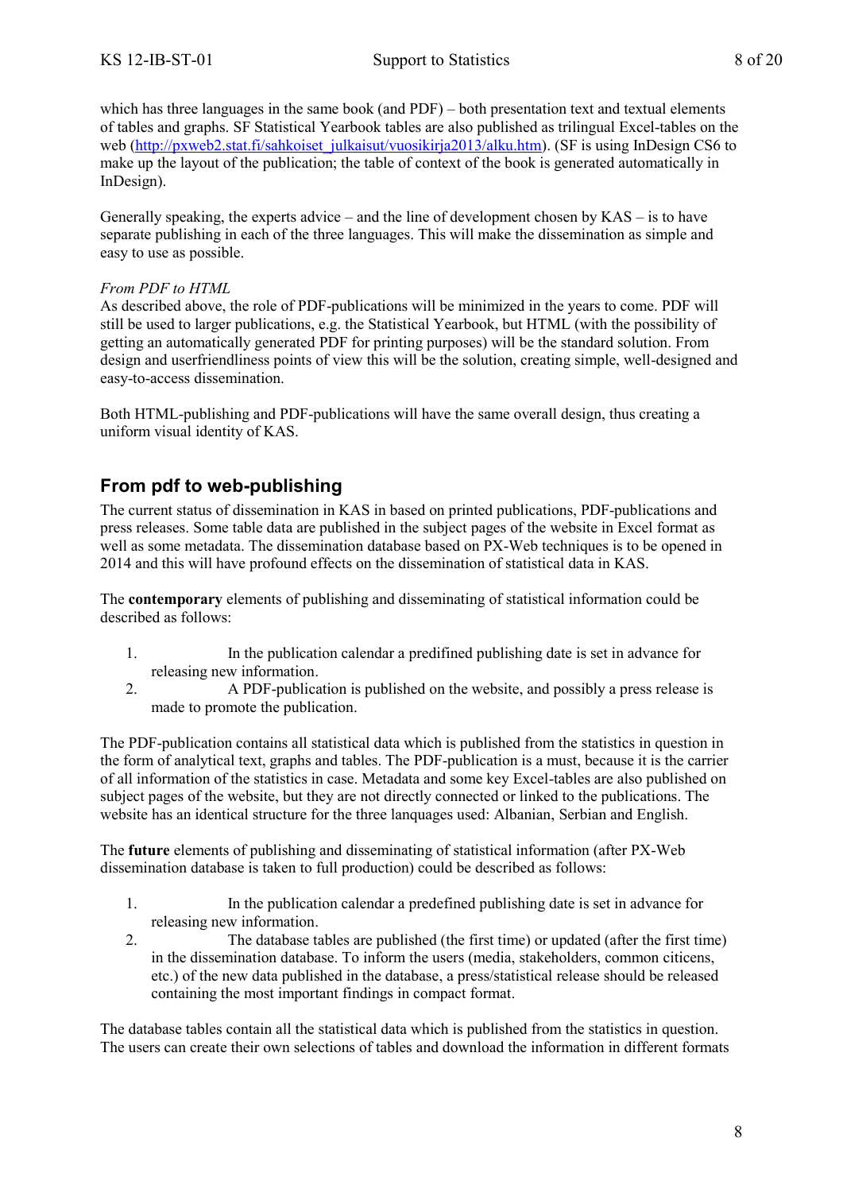which has three languages in the same book (and PDF) – both presentation text and textual elements of tables and graphs. SF Statistical Yearbook tables are also published as trilingual Excel-tables on the web (http://pxweb2.stat.fi/sahkoiset_julkaisut/vuosikirja2013/alku.htm). (SF is using InDesign CS6 to make up the layout of the publication; the table of context of the book is generated automatically in InDesign).

Generally speaking, the experts advice – and the line of development chosen by KAS – is to have separate publishing in each of the three languages. This will make the dissemination as simple and easy to use as possible.

*From PDF to HTML*

As described above, the role of PDF-publications will be minimized in the years to come. PDF will still be used to larger publications, e.g. the Statistical Yearbook, but HTML (with the possibility of getting an automatically generated PDF for printing purposes) will be the standard solution. From design and userfriendliness points of view this will be the solution, creating simple, well-designed and easy-to-access dissemination.

Both HTML-publishing and PDF-publications will have the same overall design, thus creating a uniform visual identity of KAS.

## From pdf to web-publishing

The current status of dissemination in KAS in based on printed publications, PDF-publications and press releases. Some table data are published in the subject pages of the website in Excel format as well as some metadata. The dissemination database based on PX-Web techniques is to be opened in 2014 and this will have profound effects on the dissemination of statistical data in KAS.

The **contemporary** elements of publishing and disseminating of statistical information could be described as follows:

1. In the publication calendar a predifined publishing date is set in advance for releasing new information.
2. A PDF-publication is published on the website, and possibly a press release is made to promote the publication.

The PDF-publication contains all statistical data which is published from the statistics in question in the form of analytical text, graphs and tables. The PDF-publication is a must, because it is the carrier of all information of the statistics in case. Metadata and some key Excel-tables are also published on subject pages of the website, but they are not directly connected or linked to the publications. The website has an identical structure for the three lanquages used: Albanian, Serbian and English.

The **future** elements of publishing and disseminating of statistical information (after PX-Web dissemination database is taken to full production) could be described as follows:

1. In the publication calendar a predefined publishing date is set in advance for releasing new information.
2. The database tables are published (the first time) or updated (after the first time) in the dissemination database. To inform the users (media, stakeholders, common citicens, etc.) of the new data published in the database, a press/statistical release should be released containing the most important findings in compact format.

The database tables contain all the statistical data which is published from the statistics in question. The users can create their own selections of tables and download the information in different formats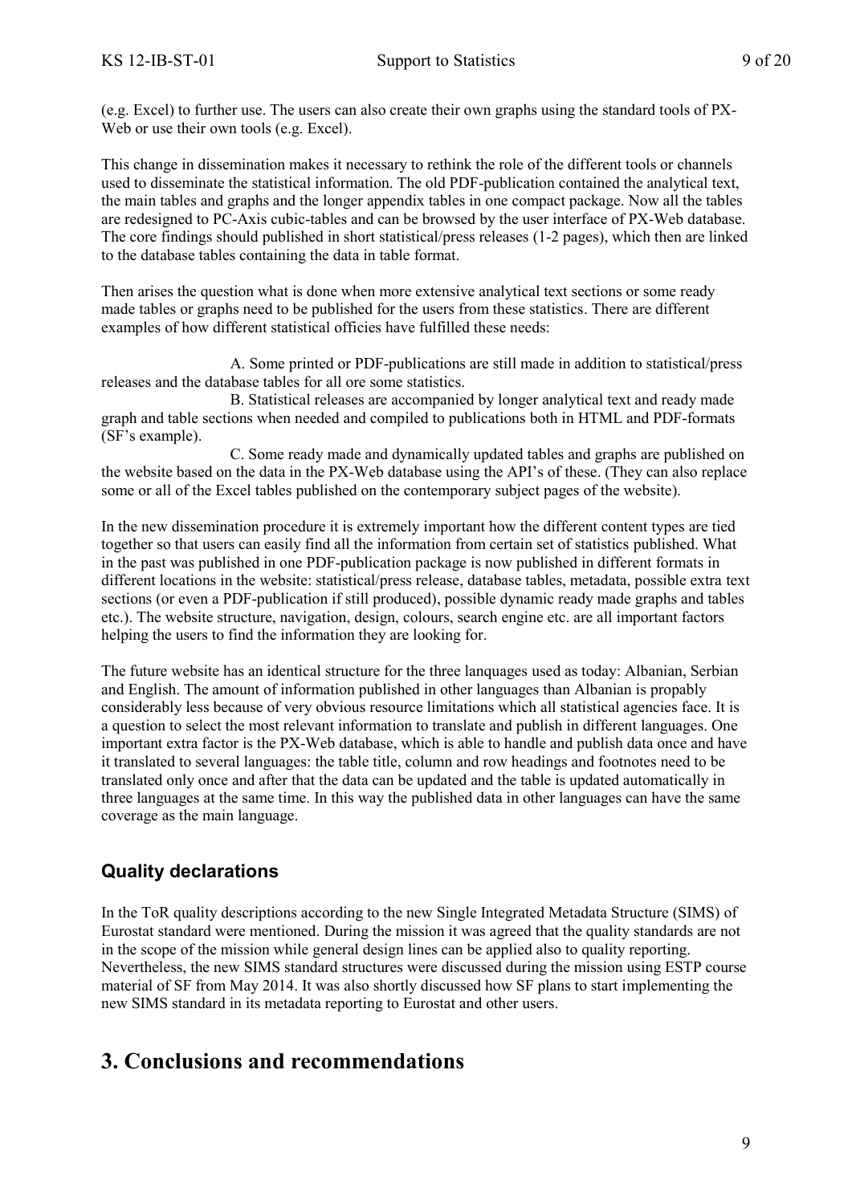(e.g. Excel) to further use. The users can also create their own graphs using the standard tools of PX-Web or use their own tools (e.g. Excel).

This change in dissemination makes it necessary to rethink the role of the different tools or channels used to disseminate the statistical information. The old PDF-publication contained the analytical text, the main tables and graphs and the longer appendix tables in one compact package. Now all the tables are redesigned to PC-Axis cubic-tables and can be browsed by the user interface of PX-Web database. The core findings should published in short statistical/press releases (1-2 pages), which then are linked to the database tables containing the data in table format.

Then arises the question what is done when more extensive analytical text sections or some ready made tables or graphs need to be published for the users from these statistics. There are different examples of how different statistical officies have fulfilled these needs:

A. Some printed or PDF-publications are still made in addition to statistical/press releases and the database tables for all ore some statistics.

B. Statistical releases are accompanied by longer analytical text and ready made graph and table sections when needed and compiled to publications both in HTML and PDF-formats (SF's example).

C. Some ready made and dynamically updated tables and graphs are published on the website based on the data in the PX-Web database using the API's of these. (They can also replace some or all of the Excel tables published on the contemporary subject pages of the website).

In the new dissemination procedure it is extremely important how the different content types are tied together so that users can easily find all the information from certain set of statistics published. What in the past was published in one PDF-publication package is now published in different formats in different locations in the website: statistical/press release, database tables, metadata, possible extra text sections (or even a PDF-publication if still produced), possible dynamic ready made graphs and tables etc.). The website structure, navigation, design, colours, search engine etc. are all important factors helping the users to find the information they are looking for.

The future website has an identical structure for the three lanquages used as today: Albanian, Serbian and English. The amount of information published in other languages than Albanian is propably considerably less because of very obvious resource limitations which all statistical agencies face. It is a question to select the most relevant information to translate and publish in different languages. One important extra factor is the PX-Web database, which is able to handle and publish data once and have it translated to several languages: the table title, column and row headings and footnotes need to be translated only once and after that the data can be updated and the table is updated automatically in three languages at the same time. In this way the published data in other languages can have the same coverage as the main language.

## Quality declarations

In the ToR quality descriptions according to the new Single Integrated Metadata Structure (SIMS) of Eurostat standard were mentioned. During the mission it was agreed that the quality standards are not in the scope of the mission while general design lines can be applied also to quality reporting. Nevertheless, the new SIMS standard structures were discussed during the mission using ESTP course material of SF from May 2014. It was also shortly discussed how SF plans to start implementing the new SIMS standard in its metadata reporting to Eurostat and other users.

# 3. Conclusions and recommendations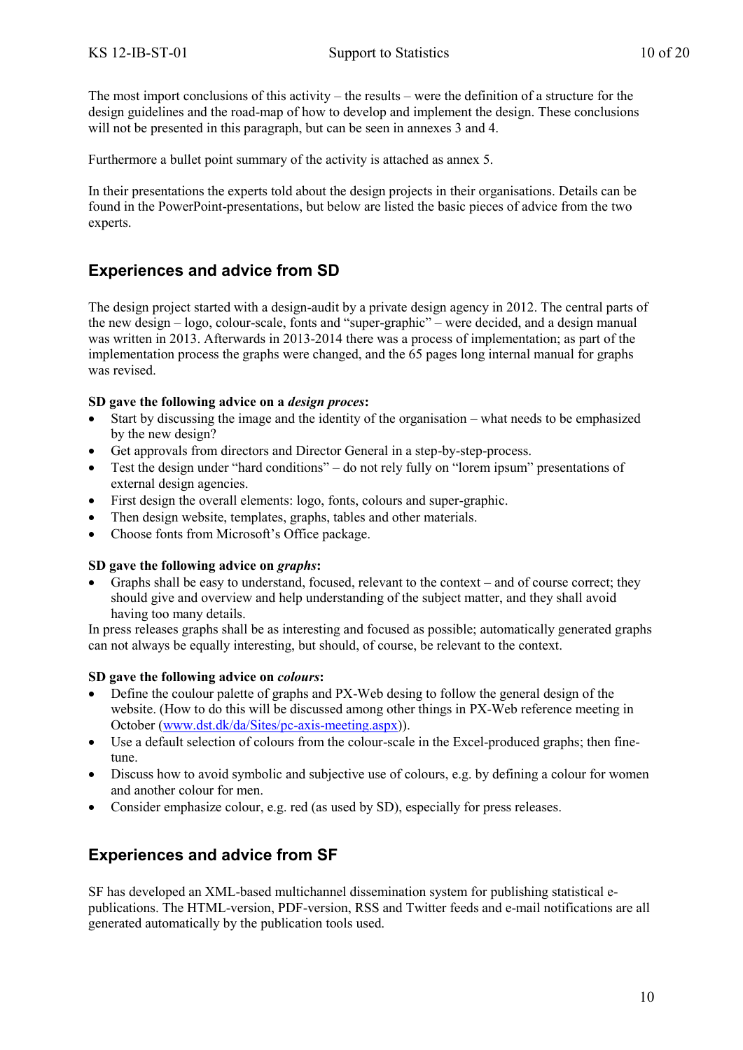The most import conclusions of this activity – the results – were the definition of a structure for the design guidelines and the road-map of how to develop and implement the design. These conclusions will not be presented in this paragraph, but can be seen in annexes 3 and 4.

Furthermore a bullet point summary of the activity is attached as annex 5.

In their presentations the experts told about the design projects in their organisations. Details can be found in the PowerPoint-presentations, but below are listed the basic pieces of advice from the two experts.

## Experiences and advice from SD

The design project started with a design-audit by a private design agency in 2012. The central parts of the new design – logo, colour-scale, fonts and “super-graphic” – were decided, and a design manual was written in 2013. Afterwards in 2013-2014 there was a process of implementation; as part of the implementation process the graphs were changed, and the 65 pages long internal manual for graphs was revised.

**SD gave the following advice on a *design proces*:**

- Start by discussing the image and the identity of the organisation – what needs to be emphasized by the new design?
- Get approvals from directors and Director General in a step-by-step-process.
- Test the design under “hard conditions” – do not rely fully on “lorem ipsum” presentations of external design agencies.
- First design the overall elements: logo, fonts, colours and super-graphic.
- Then design website, templates, graphs, tables and other materials.
- Choose fonts from Microsoft’s Office package.

**SD gave the following advice on *graphs*:**

- Graphs shall be easy to understand, focused, relevant to the context – and of course correct; they should give and overview and help understanding of the subject matter, and they shall avoid having too many details.

In press releases graphs shall be as interesting and focused as possible; automatically generated graphs can not always be equally interesting, but should, of course, be relevant to the context.

**SD gave the following advice on *colours*:**

- Define the coulour palette of graphs and PX-Web desing to follow the general design of the website. (How to do this will be discussed among other things in PX-Web reference meeting in October (www.dst.dk/da/Sites/pc-axis-meeting.aspx)).
- Use a default selection of colours from the colour-scale in the Excel-produced graphs; then fine-tune.
- Discuss how to avoid symbolic and subjective use of colours, e.g. by defining a colour for women and another colour for men.
- Consider emphasize colour, e.g. red (as used by SD), especially for press releases.

## Experiences and advice from SF

SF has developed an XML-based multichannel dissemination system for publishing statistical e-publications. The HTML-version, PDF-version, RSS and Twitter feeds and e-mail notifications are all generated automatically by the publication tools used.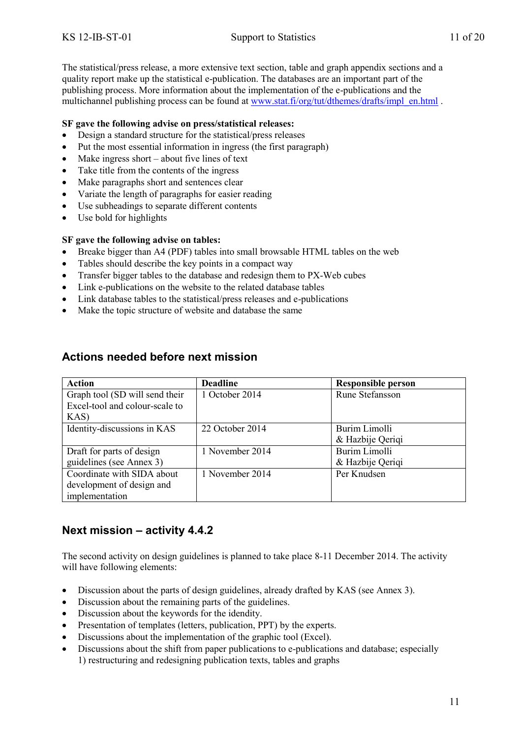The statistical/press release, a more extensive text section, table and graph appendix sections and a quality report make up the statistical e-publication. The databases are an important part of the publishing process. More information about the implementation of the e-publications and the multichannel publishing process can be found at www.stat.fi/org/tut/dthemes/drafts/impl_en.html .

**SF gave the following advise on press/statistical releases:**

- Design a standard structure for the statistical/press releases
- Put the most essential information in ingress (the first paragraph)
- Make ingress short – about five lines of text
- Take title from the contents of the ingress
- Make paragraphs short and sentences clear
- Variate the length of paragraphs for easier reading
- Use subheadings to separate different contents
- Use bold for highlights

**SF gave the following advise on tables:**

- Breake bigger than A4 (PDF) tables into small browsable HTML tables on the web
- Tables should describe the key points in a compact way
- Transfer bigger tables to the database and redesign them to PX-Web cubes
- Link e-publications on the website to the related database tables
- Link database tables to the statistical/press releases and e-publications
- Make the topic structure of website and database the same

## Actions needed before next mission

| Action | Deadline | Responsible person |
| --- | --- | --- |
| Graph tool (SD will send their Excel-tool and colour-scale to KAS) | 1 October 2014 | Rune Stefansson |
| Identity-discussions in KAS | 22 October 2014 | Burim Limolli & Hazbije Qeriqi |
| Draft for parts of design guidelines (see Annex 3) | 1 November 2014 | Burim Limolli & Hazbije Qeriqi |
| Coordinate with SIDA about development of design and implementation | 1 November 2014 | Per Knudsen |

## Next mission – activity 4.4.2

The second activity on design guidelines is planned to take place 8-11 December 2014. The activity will have following elements:

- Discussion about the parts of design guidelines, already drafted by KAS (see Annex 3).
- Discussion about the remaining parts of the guidelines.
- Discussion about the keywords for the idendity.
- Presentation of templates (letters, publication, PPT) by the experts.
- Discussions about the implementation of the graphic tool (Excel).
- Discussions about the shift from paper publications to e-publications and database; especially 1) restructuring and redesigning publication texts, tables and graphs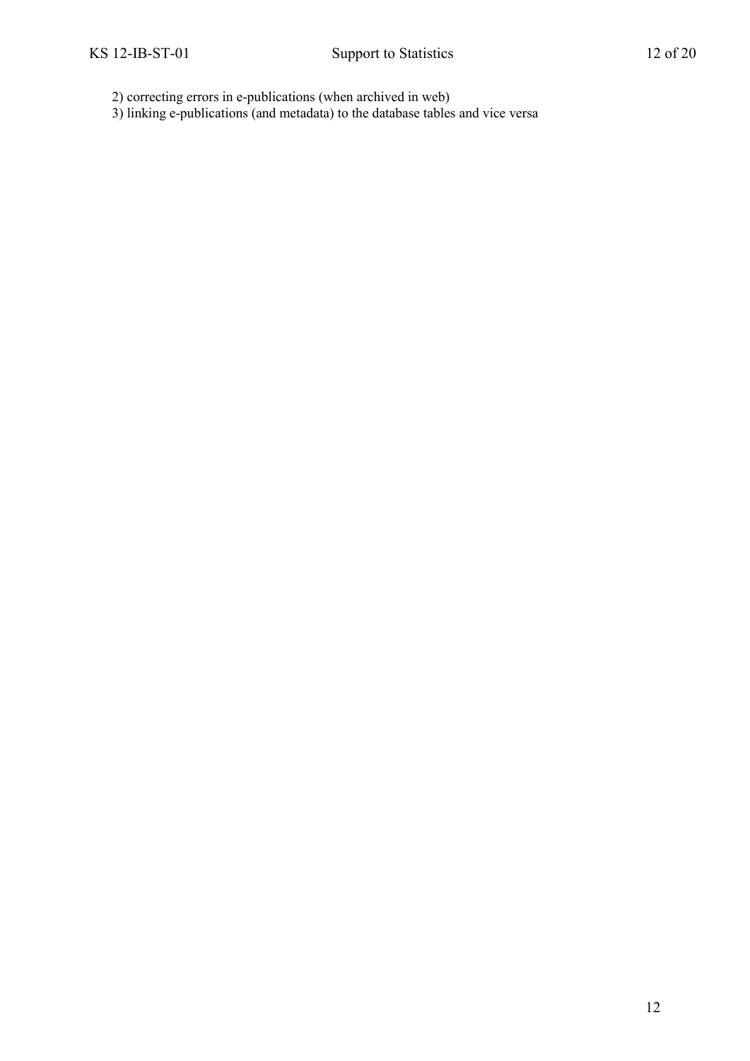2) correcting errors in e-publications (when archived in web)
3) linking e-publications (and metadata) to the database tables and vice versa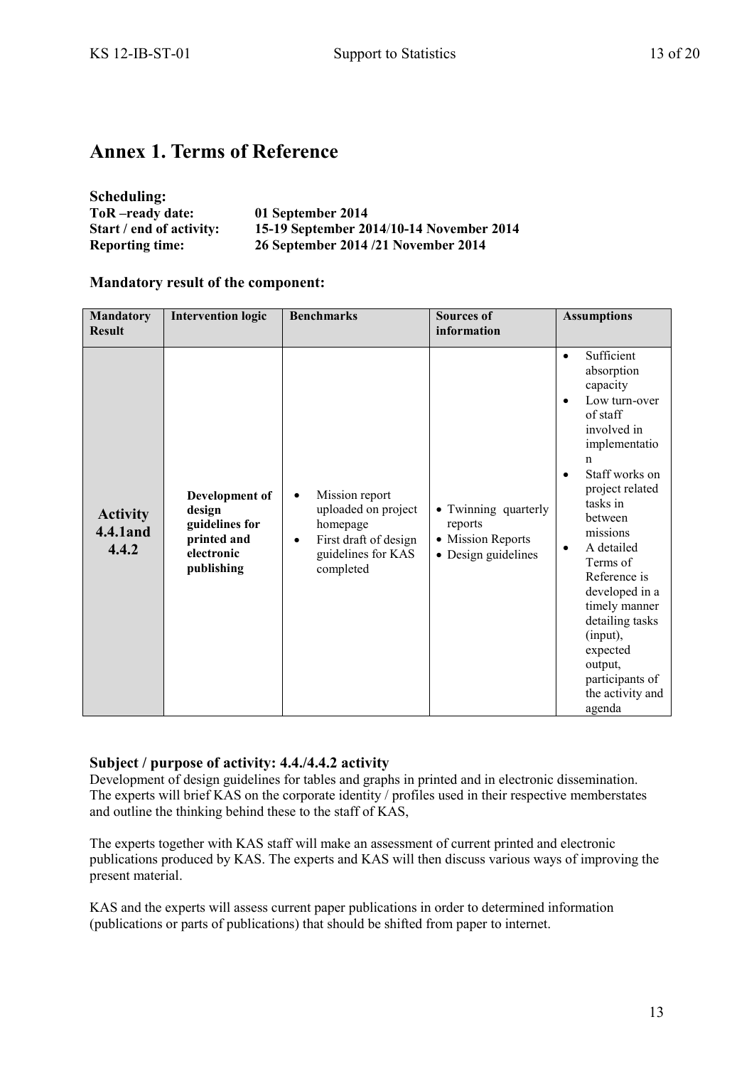# Annex 1. Terms of Reference

**Scheduling:**

**ToR –ready date:** **01 September 2014**
**Start / end of activity:** **15-19 September 2014/10-14 November 2014**
**Reporting time:** **26 September 2014 /21 November 2014**

**Mandatory result of the component:**

| Mandatory Result | Intervention logic | Benchmarks | Sources of information | Assumptions |
|---|---|---|---|---|
| **Activity 4.4.1and 4.4.2** | **Development of design guidelines for printed and electronic publishing** | • Mission report uploaded on project homepage<br>• First draft of design guidelines for KAS completed | • Twinning quarterly reports<br>• Mission Reports<br>• Design guidelines | • Sufficient absorption capacity<br>• Low turn-over of staff involved in implementation<br>• Staff works on project related tasks in between missions<br>• A detailed Terms of Reference is developed in a timely manner detailing tasks (input), expected output, participants of the activity and agenda |

**Subject / purpose of activity: 4.4./4.4.2 activity**

Development of design guidelines for tables and graphs in printed and in electronic dissemination. The experts will brief KAS on the corporate identity / profiles used in their respective memberstates and outline the thinking behind these to the staff of KAS,

The experts together with KAS staff will make an assessment of current printed and electronic publications produced by KAS. The experts and KAS will then discuss various ways of improving the present material.

KAS and the experts will assess current paper publications in order to determined information (publications or parts of publications) that should be shifted from paper to internet.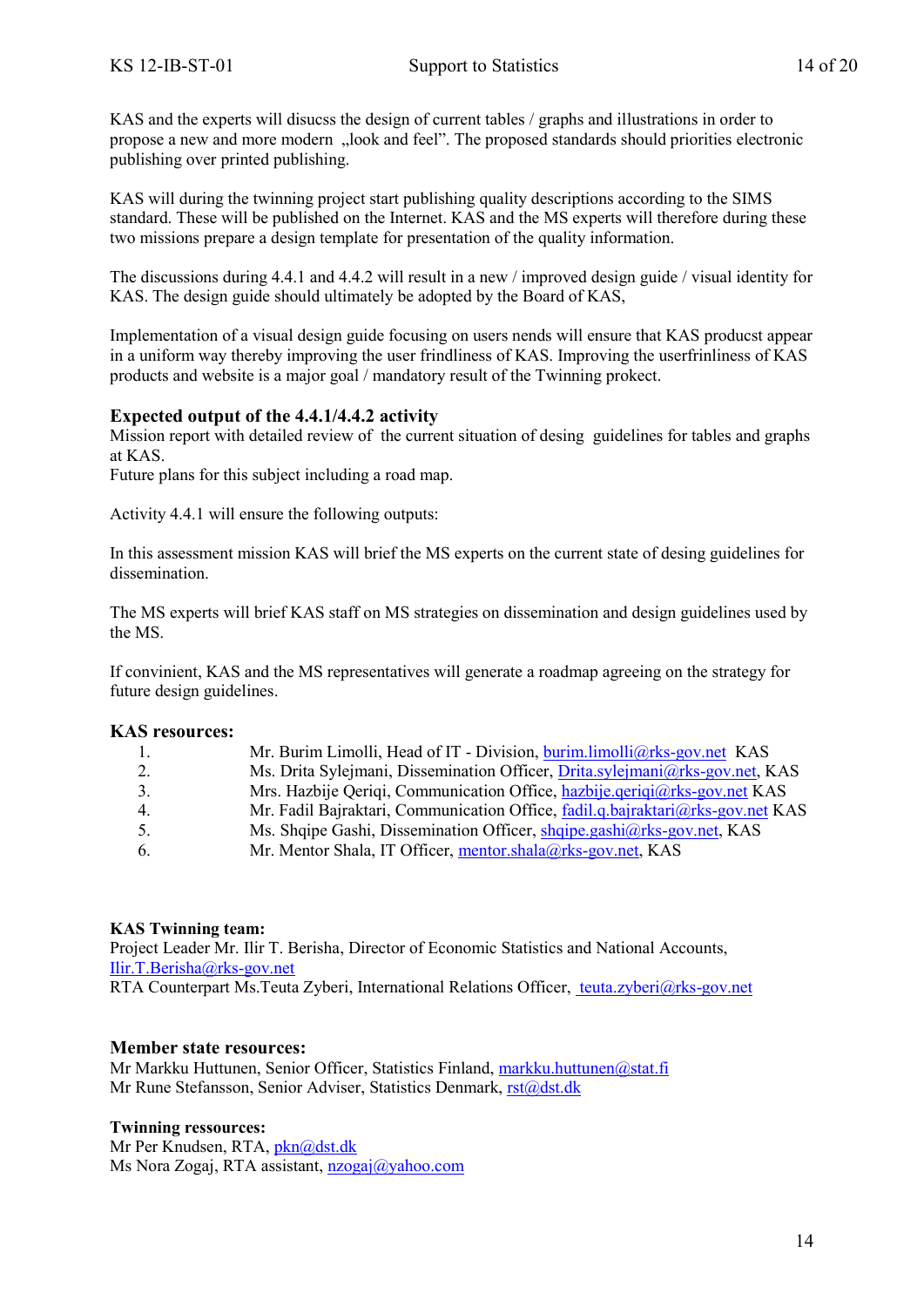KAS and the experts will disucss the design of current tables / graphs and illustrations in order to propose a new and more modern „look and feel". The proposed standards should priorities electronic publishing over printed publishing.

KAS will during the twinning project start publishing quality descriptions according to the SIMS standard. These will be published on the Internet. KAS and the MS experts will therefore during these two missions prepare a design template for presentation of the quality information.

The discussions during 4.4.1 and 4.4.2 will result in a new / improved design guide / visual identity for KAS. The design guide should ultimately be adopted by the Board of KAS,

Implementation of a visual design guide focusing on users nends will ensure that KAS producst appear in a uniform way thereby improving the user frindliness of KAS. Improving the userfrinliness of KAS products and website is a major goal / mandatory result of the Twinning prokect.

**Expected output of the 4.4.1/4.4.2 activity**

Mission report with detailed review of the current situation of desing guidelines for tables and graphs at KAS.
Future plans for this subject including a road map.

Activity 4.4.1 will ensure the following outputs:

In this assessment mission KAS will brief the MS experts on the current state of desing guidelines for dissemination.

The MS experts will brief KAS staff on MS strategies on dissemination and design guidelines used by the MS.

If convinient, KAS and the MS representatives will generate a roadmap agreeing on the strategy for future design guidelines.

**KAS resources:**

1. Mr. Burim Limolli, Head of IT - Division, burim.limolli@rks-gov.net KAS
2. Ms. Drita Sylejmani, Dissemination Officer, Drita.sylejmani@rks-gov.net, KAS
3. Mrs. Hazbije Qeriqi, Communication Office, hazbije.qeriqi@rks-gov.net KAS
4. Mr. Fadil Bajraktari, Communication Office, fadil.q.bajraktari@rks-gov.net KAS
5. Ms. Shqipe Gashi, Dissemination Officer, shqipe.gashi@rks-gov.net, KAS
6. Mr. Mentor Shala, IT Officer, mentor.shala@rks-gov.net, KAS

**KAS Twinning team:**
Project Leader Mr. Ilir T. Berisha, Director of Economic Statistics and National Accounts, Ilir.T.Berisha@rks-gov.net
RTA Counterpart Ms.Teuta Zyberi, International Relations Officer, teuta.zyberi@rks-gov.net

**Member state resources:**
Mr Markku Huttunen, Senior Officer, Statistics Finland, markku.huttunen@stat.fi
Mr Rune Stefansson, Senior Adviser, Statistics Denmark, rst@dst.dk

**Twinning ressources:**
Mr Per Knudsen, RTA, pkn@dst.dk
Ms Nora Zogaj, RTA assistant, nzogaj@yahoo.com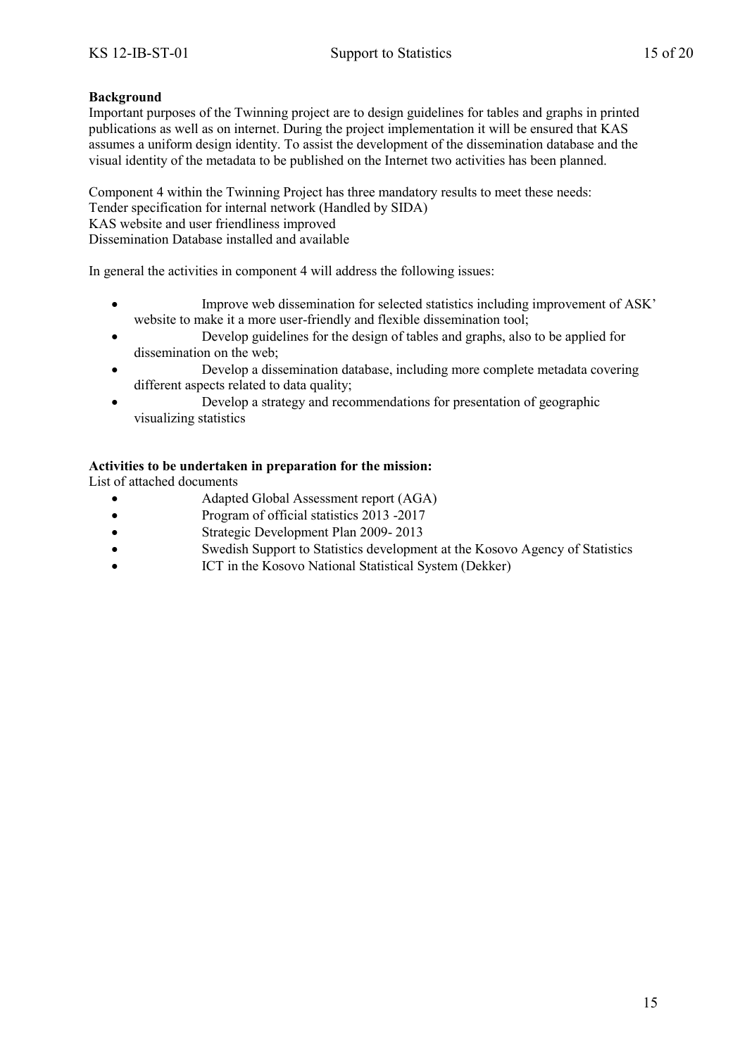**Background**

Important purposes of the Twinning project are to design guidelines for tables and graphs in printed publications as well as on internet. During the project implementation it will be ensured that KAS assumes a uniform design identity. To assist the development of the dissemination database and the visual identity of the metadata to be published on the Internet two activities has been planned.

Component 4 within the Twinning Project has three mandatory results to meet these needs:
Tender specification for internal network (Handled by SIDA)
KAS website and user friendliness improved
Dissemination Database installed and available

In general the activities in component 4 will address the following issues:

- Improve web dissemination for selected statistics including improvement of ASK' website to make it a more user-friendly and flexible dissemination tool;
- Develop guidelines for the design of tables and graphs, also to be applied for dissemination on the web;
- Develop a dissemination database, including more complete metadata covering different aspects related to data quality;
- Develop a strategy and recommendations for presentation of geographic visualizing statistics

**Activities to be undertaken in preparation for the mission:**

List of attached documents

- Adapted Global Assessment report (AGA)
- Program of official statistics 2013 -2017
- Strategic Development Plan 2009- 2013
- Swedish Support to Statistics development at the Kosovo Agency of Statistics
- ICT in the Kosovo National Statistical System (Dekker)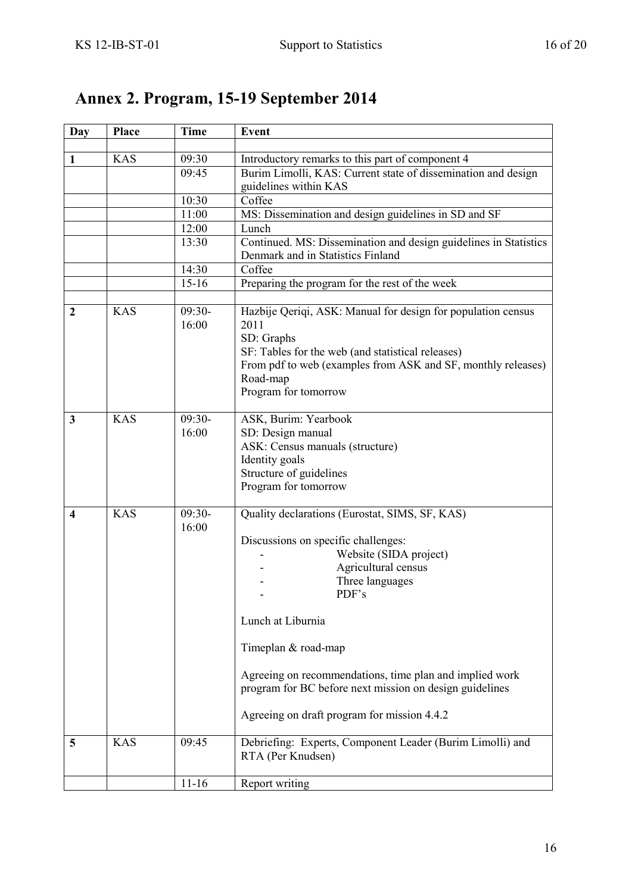# Annex 2. Program, 15-19 September 2014

| Day | Place | Time | Event |
|---|---|---|---|
| | | | |
| 1 | KAS | 09:30 | Introductory remarks to this part of component 4 |
| | | 09:45 | Burim Limolli, KAS: Current state of dissemination and design guidelines within KAS |
| | | 10:30 | Coffee |
| | | 11:00 | MS: Dissemination and design guidelines in SD and SF |
| | | 12:00 | Lunch |
| | | 13:30 | Continued. MS: Dissemination and design guidelines in Statistics Denmark and in Statistics Finland |
| | | 14:30 | Coffee |
| | | 15-16 | Preparing the program for the rest of the week |
| | | | |
| 2 | KAS | 09:30-16:00 | Hazbije Qeriqi, ASK: Manual for design for population census 2011<br>SD: Graphs<br>SF: Tables for the web (and statistical releases)<br>From pdf to web (examples from ASK and SF, monthly releases)<br>Road-map<br>Program for tomorrow |
| 3 | KAS | 09:30-16:00 | ASK, Burim: Yearbook<br>SD: Design manual<br>ASK: Census manuals (structure)<br>Identity goals<br>Structure of guidelines<br>Program for tomorrow |
| 4 | KAS | 09:30-16:00 | Quality declarations (Eurostat, SIMS, SF, KAS)<br><br>Discussions on specific challenges:<br>- Website (SIDA project)<br>- Agricultural census<br>- Three languages<br>- PDF's<br><br>Lunch at Liburnia<br><br>Timeplan & road-map<br><br>Agreeing on recommendations, time plan and implied work program for BC before next mission on design guidelines<br><br>Agreeing on draft program for mission 4.4.2 |
| 5 | KAS | 09:45 | Debriefing: Experts, Component Leader (Burim Limolli) and RTA (Per Knudsen) |
| | | 11-16 | Report writing |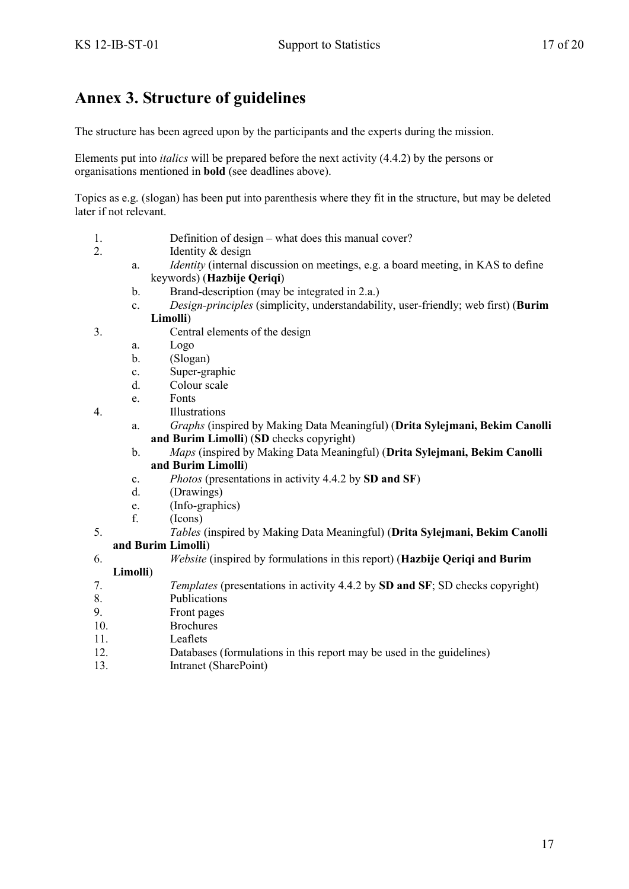# Annex 3. Structure of guidelines

The structure has been agreed upon by the participants and the experts during the mission.

Elements put into *italics* will be prepared before the next activity (4.4.2) by the persons or organisations mentioned in **bold** (see deadlines above).

Topics as e.g. (slogan) has been put into parenthesis where they fit in the structure, but may be deleted later if not relevant.

1. Definition of design – what does this manual cover?
2. Identity & design
   a. *Identity* (internal discussion on meetings, e.g. a board meeting, in KAS to define keywords) (**Hazbije Qeriqi**)
   b. Brand-description (may be integrated in 2.a.)
   c. *Design-principles* (simplicity, understandability, user-friendly; web first) (**Burim Limolli**)
3. Central elements of the design
   a. Logo
   b. (Slogan)
   c. Super-graphic
   d. Colour scale
   e. Fonts
4. Illustrations
   a. *Graphs* (inspired by Making Data Meaningful) (**Drita Sylejmani, Bekim Canolli and Burim Limolli**) (**SD** checks copyright)
   b. *Maps* (inspired by Making Data Meaningful) (**Drita Sylejmani, Bekim Canolli and Burim Limolli**)
   c. *Photos* (presentations in activity 4.4.2 by **SD and SF**)
   d. (Drawings)
   e. (Info-graphics)
   f. (Icons)
5. *Tables* (inspired by Making Data Meaningful) (**Drita Sylejmani, Bekim Canolli and Burim Limolli**)
6. *Website* (inspired by formulations in this report) (**Hazbije Qeriqi and Burim Limolli**)
7. *Templates* (presentations in activity 4.4.2 by **SD and SF**; SD checks copyright)
8. Publications
9. Front pages
10. Brochures
11. Leaflets
12. Databases (formulations in this report may be used in the guidelines)
13. Intranet (SharePoint)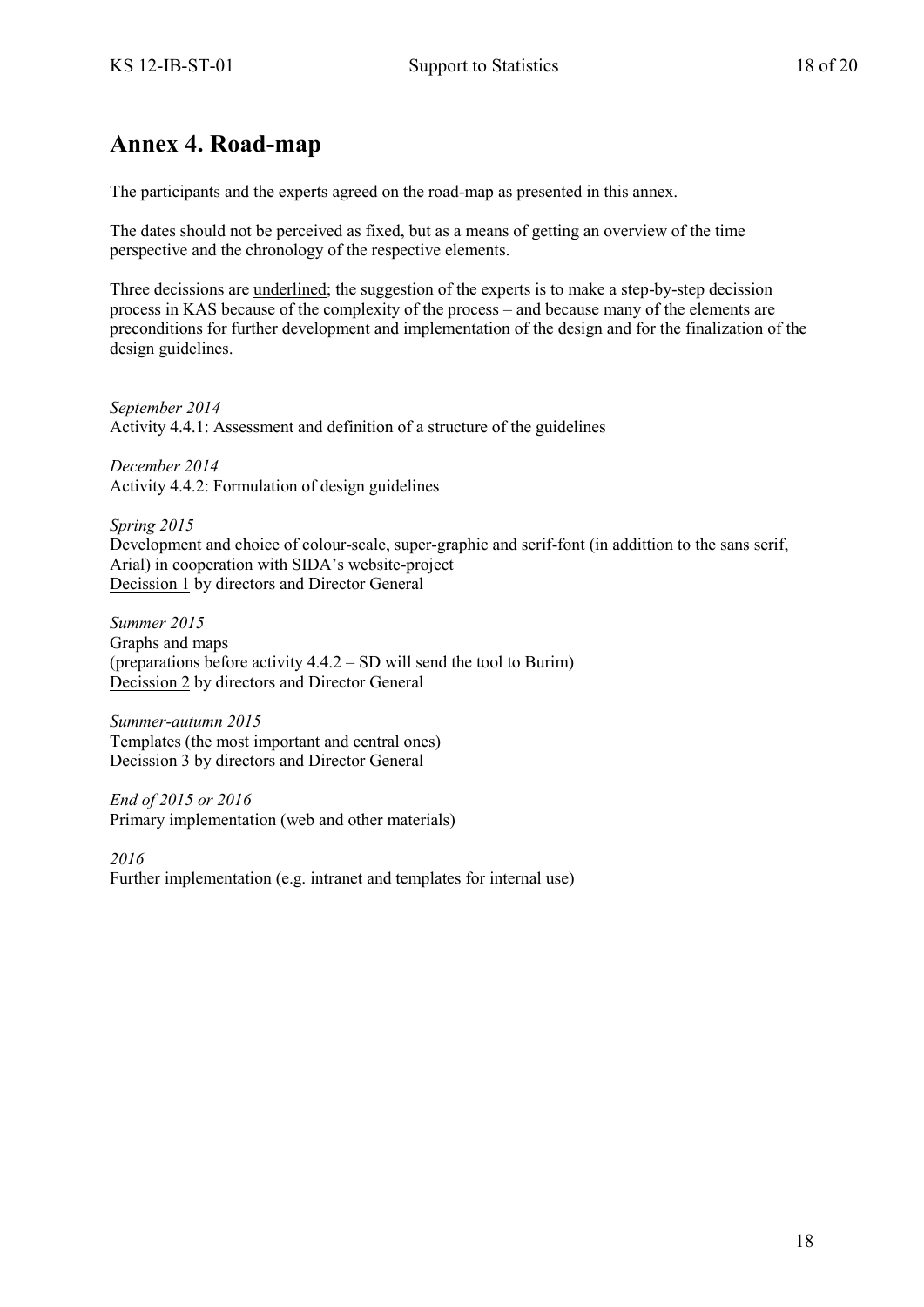# Annex 4. Road-map

The participants and the experts agreed on the road-map as presented in this annex.

The dates should not be perceived as fixed, but as a means of getting an overview of the time perspective and the chronology of the respective elements.

Three decissions are <u>underlined</u>; the suggestion of the experts is to make a step-by-step decission process in KAS because of the complexity of the process – and because many of the elements are preconditions for further development and implementation of the design and for the finalization of the design guidelines.

*September 2014*
Activity 4.4.1: Assessment and definition of a structure of the guidelines

*December 2014*
Activity 4.4.2: Formulation of design guidelines

*Spring 2015*
Development and choice of colour-scale, super-graphic and serif-font (in addittion to the sans serif, Arial) in cooperation with SIDA's website-project
<u>Decission 1</u> by directors and Director General

*Summer 2015*
Graphs and maps
(preparations before activity 4.4.2 – SD will send the tool to Burim)
<u>Decission 2</u> by directors and Director General

*Summer-autumn 2015*
Templates (the most important and central ones)
<u>Decission 3</u> by directors and Director General

*End of 2015 or 2016*
Primary implementation (web and other materials)

*2016*
Further implementation (e.g. intranet and templates for internal use)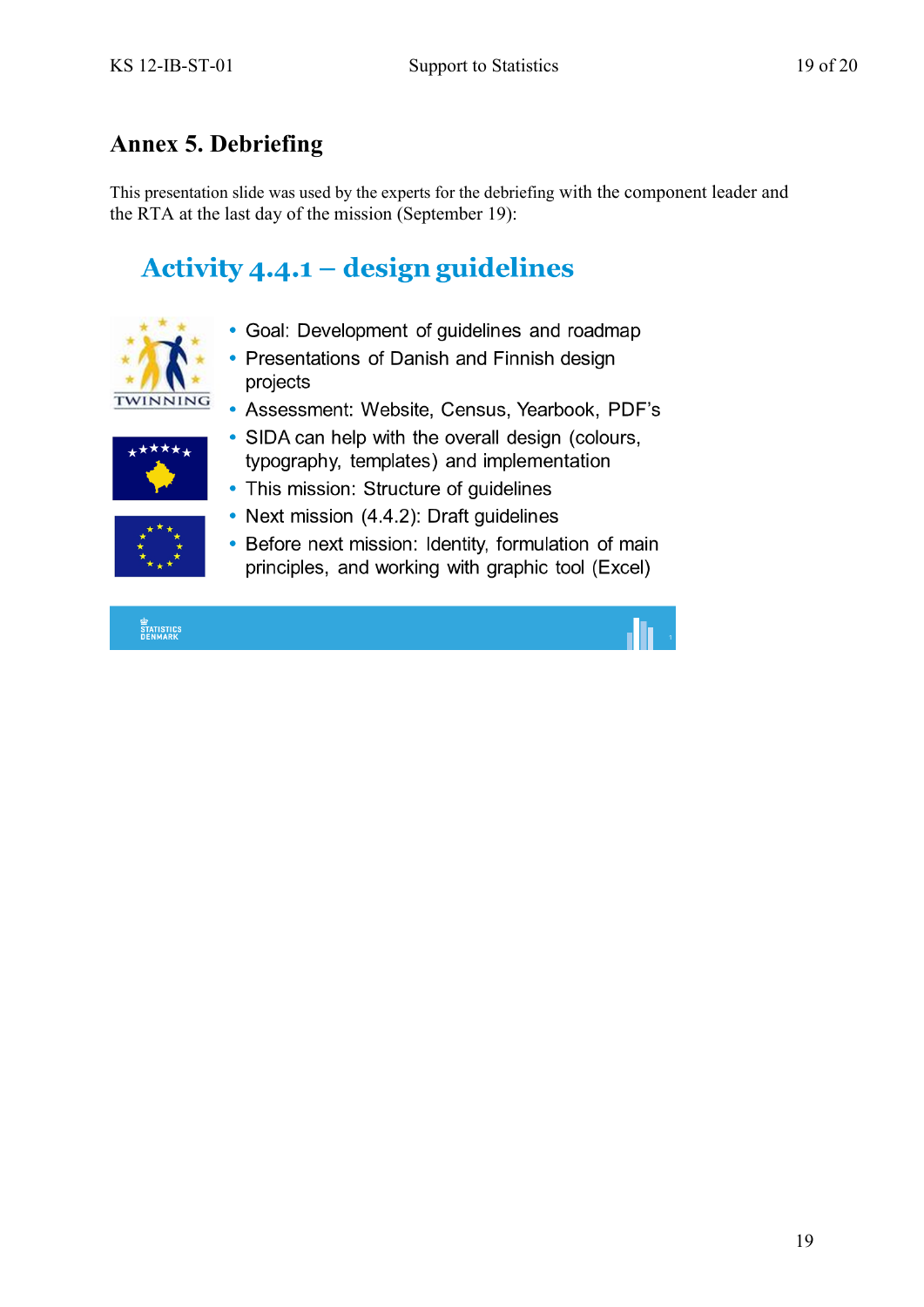# Annex 5. Debriefing

This presentation slide was used by the experts for the debriefing with the component leader and the RTA at the last day of the mission (September 19):

## Activity 4.4.1 – design guidelines

- Goal: Development of guidelines and roadmap
- Presentations of Danish and Finnish design projects
- Assessment: Website, Census, Yearbook, PDF's
- SIDA can help with the overall design (colours, typography, templates) and implementation
- This mission: Structure of guidelines
- Next mission (4.4.2): Draft guidelines
- Before next mission: Identity, formulation of main principles, and working with graphic tool (Excel)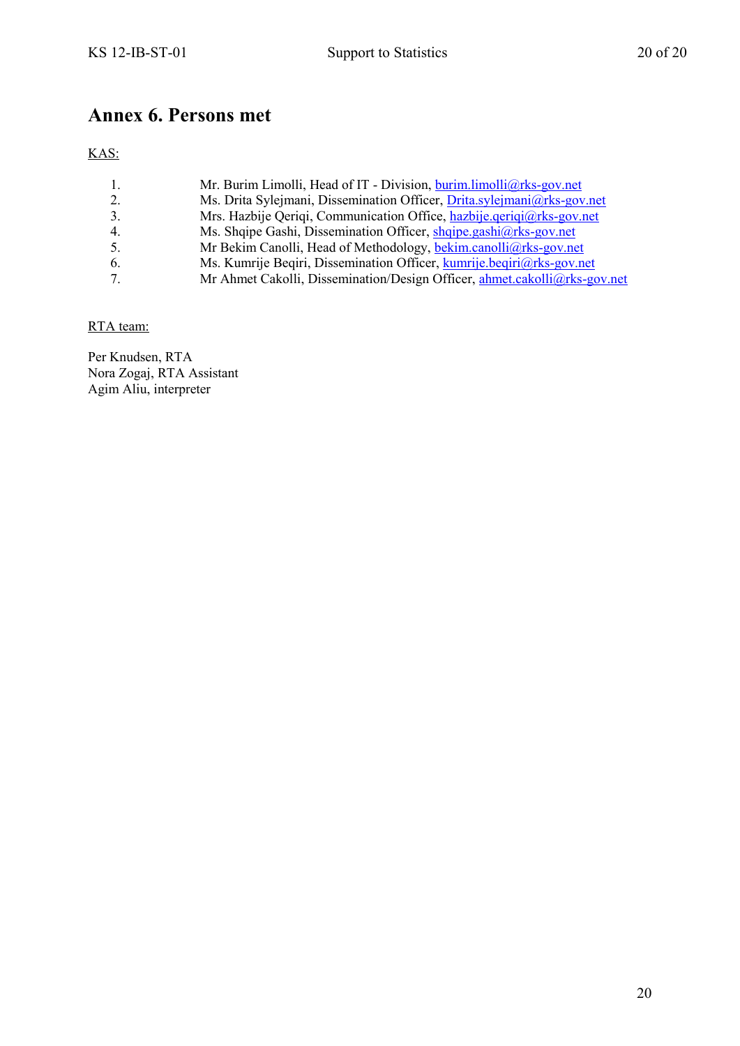# Annex 6. Persons met

KAS:

1. Mr. Burim Limolli, Head of IT - Division, burim.limolli@rks-gov.net
2. Ms. Drita Sylejmani, Dissemination Officer, Drita.sylejmani@rks-gov.net
3. Mrs. Hazbije Qeriqi, Communication Office, hazbije.qeriqi@rks-gov.net
4. Ms. Shqipe Gashi, Dissemination Officer, shqipe.gashi@rks-gov.net
5. Mr Bekim Canolli, Head of Methodology, bekim.canolli@rks-gov.net
6. Ms. Kumrije Beqiri, Dissemination Officer, kumrije.beqiri@rks-gov.net
7. Mr Ahmet Cakolli, Dissemination/Design Officer, ahmet.cakolli@rks-gov.net

RTA team:

Per Knudsen, RTA
Nora Zogaj, RTA Assistant
Agim Aliu, interpreter